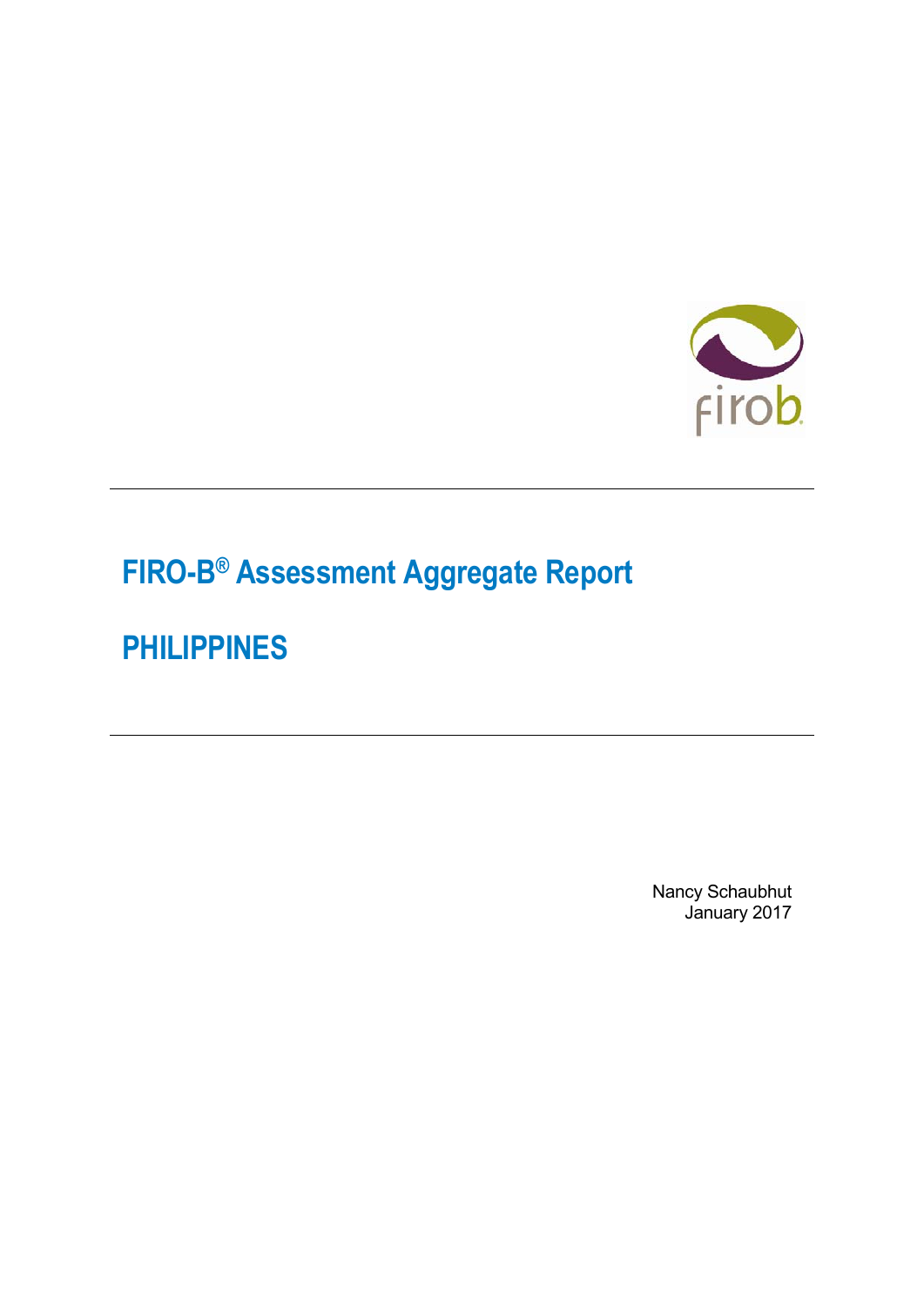# FIRO-B® Assessment Aggregate Report

# PHILIPPINES

Nancy Schaubhut
January 2017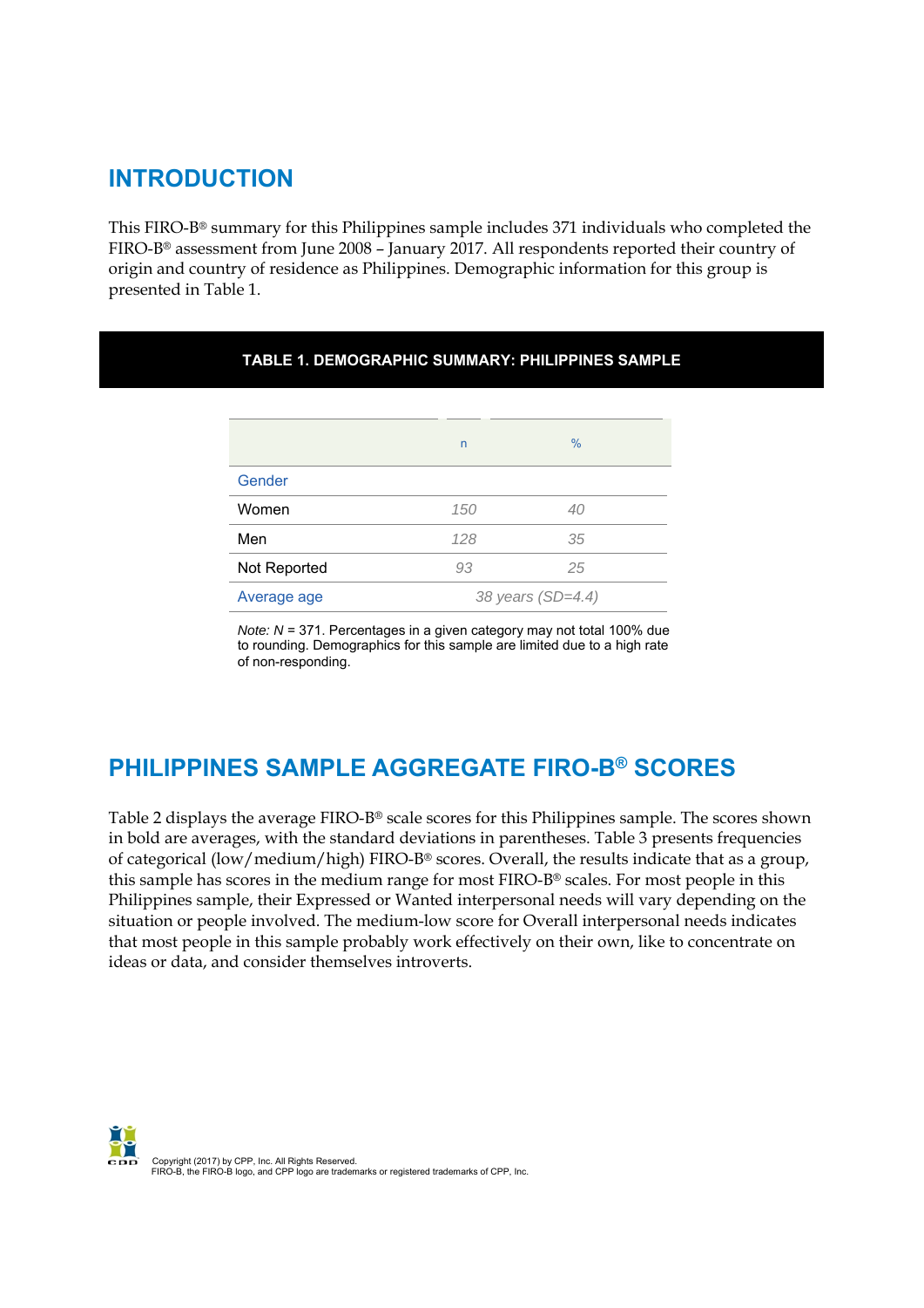## INTRODUCTION

This FIRO-B® summary for this Philippines sample includes 371 individuals who completed the FIRO-B® assessment from June 2008 – January 2017. All respondents reported their country of origin and country of residence as Philippines. Demographic information for this group is presented in Table 1.

**TABLE 1. DEMOGRAPHIC SUMMARY: PHILIPPINES SAMPLE**

| | n | % |
|---|---|---|
| Gender | | |
| Women | 150 | 40 |
| Men | 128 | 35 |
| Not Reported | 93 | 25 |
| Average age | 38 years (SD=4.4) | |

*Note: N* = 371. Percentages in a given category may not total 100% due to rounding. Demographics for this sample are limited due to a high rate of non-responding.

## PHILIPPINES SAMPLE AGGREGATE FIRO-B® SCORES

Table 2 displays the average FIRO-B® scale scores for this Philippines sample. The scores shown in bold are averages, with the standard deviations in parentheses. Table 3 presents frequencies of categorical (low/medium/high) FIRO-B® scores. Overall, the results indicate that as a group, this sample has scores in the medium range for most FIRO-B® scales. For most people in this Philippines sample, their Expressed or Wanted interpersonal needs will vary depending on the situation or people involved. The medium-low score for Overall interpersonal needs indicates that most people in this sample probably work effectively on their own, like to concentrate on ideas or data, and consider themselves introverts.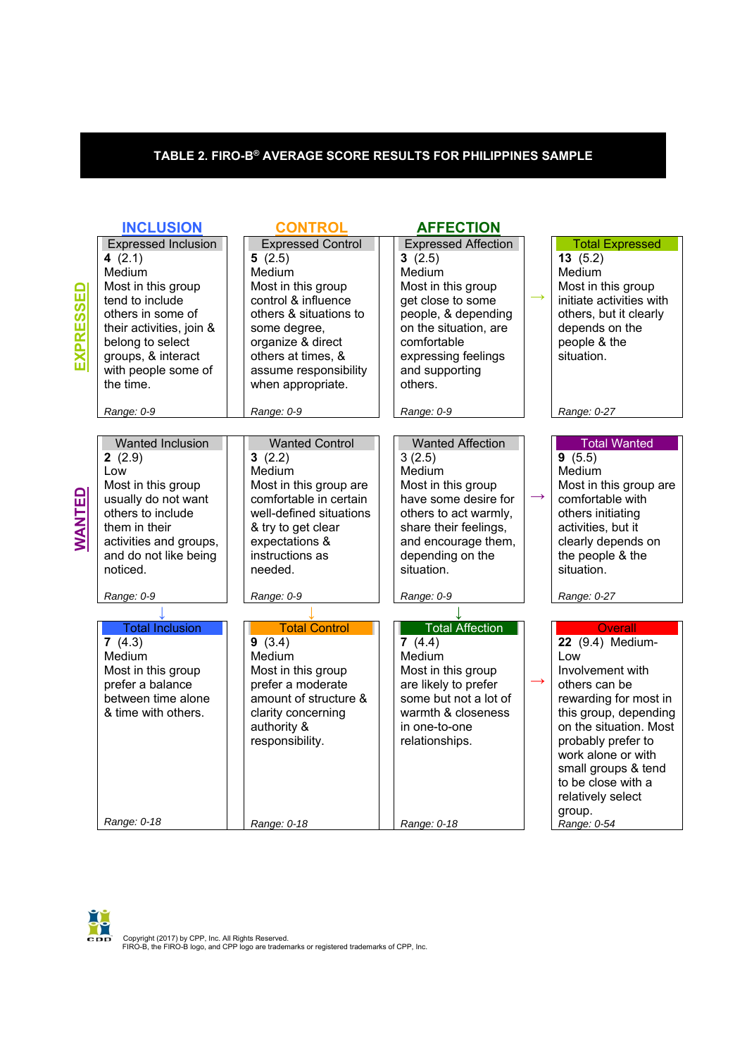## TABLE 2. FIRO-B® AVERAGE SCORE RESULTS FOR PHILIPPINES SAMPLE

| | INCLUSION | CONTROL | AFFECTION | |
|---|---|---|---|---|
| **EXPRESSED** | **Expressed Inclusion**<br>**4** (2.1)<br>Medium<br>Most in this group tend to include others in some of their activities, join & belong to select groups, & interact with people some of the time.<br>*Range: 0-9* | **Expressed Control**<br>**5** (2.5)<br>Medium<br>Most in this group control & influence others & situations to some degree, organize & direct others at times, & assume responsibility when appropriate.<br>*Range: 0-9* | **Expressed Affection**<br>**3** (2.5)<br>Medium<br>Most in this group get close to some people, & depending on the situation, are comfortable expressing feelings and supporting others.<br>*Range: 0-9* | → **Total Expressed**<br>**13** (5.2)<br>Medium<br>Most in this group initiate activities with others, but it clearly depends on the people & the situation.<br>*Range: 0-27* |
| **WANTED** | **Wanted Inclusion**<br>**2** (2.9)<br>Low<br>Most in this group usually do not want others to include them in their activities and groups, and do not like being noticed.<br>*Range: 0-9* | **Wanted Control**<br>**3** (2.2)<br>Medium<br>Most in this group are comfortable in certain well-defined situations & try to get clear expectations & instructions as needed.<br>*Range: 0-9* | **Wanted Affection**<br>3 (2.5)<br>Medium<br>Most in this group have some desire for others to act warmly, share their feelings, and encourage them, depending on the situation.<br>*Range: 0-9* | → **Total Wanted**<br>**9** (5.5)<br>Medium<br>Most in this group are comfortable with others initiating activities, but it clearly depends on the people & the situation.<br>*Range: 0-27* |
| | ↓ **Total Inclusion**<br>**7** (4.3)<br>Medium<br>Most in this group prefer a balance between time alone & time with others.<br>*Range: 0-18* | ↓ **Total Control**<br>**9** (3.4)<br>Medium<br>Most in this group prefer a moderate amount of structure & clarity concerning authority & responsibility.<br>*Range: 0-18* | ↓ **Total Affection**<br>**7** (4.4)<br>Medium<br>Most in this group are likely to prefer some but not a lot of warmth & closeness in one-to-one relationships.<br>*Range: 0-18* | → **Overall**<br>**22** (9.4) Medium-Low<br>Involvement with others can be rewarding for most in this group, depending on the situation. Most probably prefer to work alone or with small groups & tend to be close with a relatively select group.<br>*Range: 0-54* |

Copyright (2017) by CPP, Inc. All Rights Reserved.
FIRO-B, the FIRO-B logo, and CPP logo are trademarks or registered trademarks of CPP, Inc.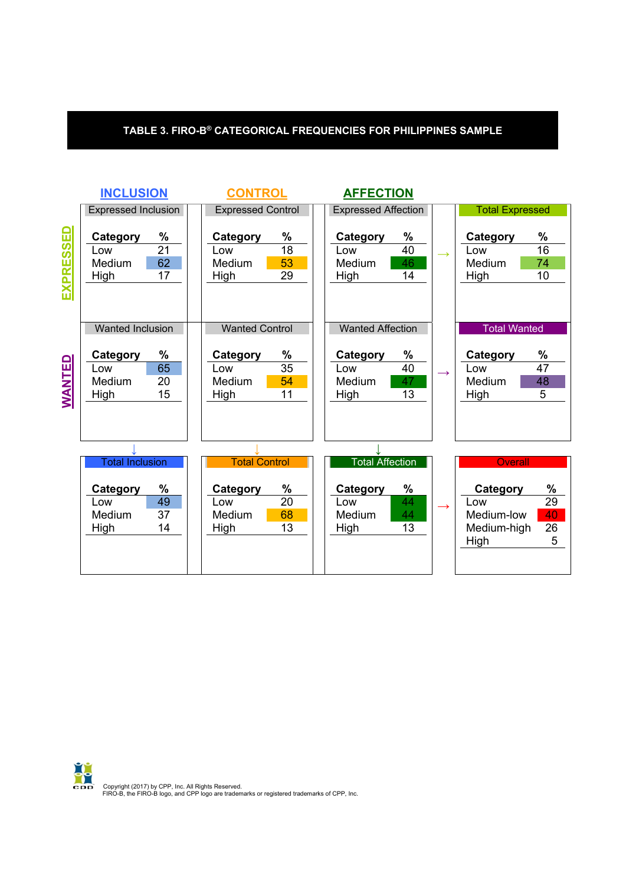## TABLE 3. FIRO-B® CATEGORICAL FREQUENCIES FOR PHILIPPINES SAMPLE

**INCLUSION** | **CONTROL** | **AFFECTION**

### EXPRESSED

**Expressed Inclusion**

| Category | % |
|---|---|
| Low | 21 |
| Medium | 62 |
| High | 17 |

**Expressed Control**

| Category | % |
|---|---|
| Low | 18 |
| Medium | 53 |
| High | 29 |

**Expressed Affection**

| Category | % |
|---|---|
| Low | 40 |
| Medium | 46 |
| High | 14 |

→

**Total Expressed**

| Category | % |
|---|---|
| Low | 16 |
| Medium | 74 |
| High | 10 |

### WANTED

**Wanted Inclusion**

| Category | % |
|---|---|
| Low | 65 |
| Medium | 20 |
| High | 15 |

**Wanted Control**

| Category | % |
|---|---|
| Low | 35 |
| Medium | 54 |
| High | 11 |

**Wanted Affection**

| Category | % |
|---|---|
| Low | 40 |
| Medium | 47 |
| High | 13 |

→

**Total Wanted**

| Category | % |
|---|---|
| Low | 47 |
| Medium | 48 |
| High | 5 |

↓

**Total Inclusion**

| Category | % |
|---|---|
| Low | 49 |
| Medium | 37 |
| High | 14 |

**Total Control**

| Category | % |
|---|---|
| Low | 20 |
| Medium | 68 |
| High | 13 |

**Total Affection**

| Category | % |
|---|---|
| Low | 44 |
| Medium | 44 |
| High | 13 |

→

**Overall**

| Category | % |
|---|---|
| Low | 29 |
| Medium-low | 40 |
| Medium-high | 26 |
| High | 5 |

Copyright (2017) by CPP, Inc. All Rights Reserved.
FIRO-B, the FIRO-B logo, and CPP logo are trademarks or registered trademarks of CPP, Inc.